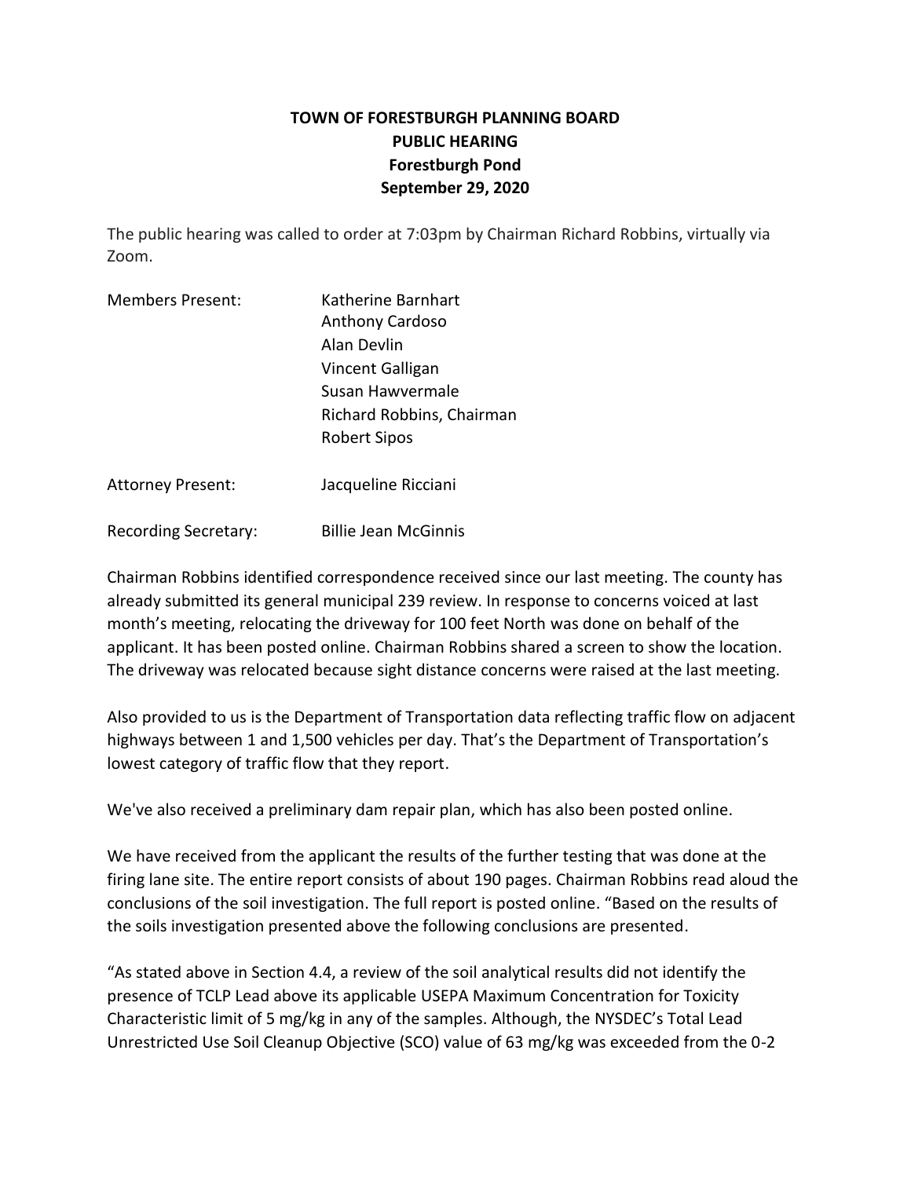# TOWN OF FORESTBURGH PLANNING BOARD
## PUBLIC HEARING
## Forestburgh Pond
## September 29, 2020

The public hearing was called to order at 7:03pm by Chairman Richard Robbins, virtually via Zoom.

Members Present: Katherine Barnhart
Anthony Cardoso
Alan Devlin
Vincent Galligan
Susan Hawvermale
Richard Robbins, Chairman
Robert Sipos

Attorney Present: Jacqueline Ricciani

Recording Secretary: Billie Jean McGinnis

Chairman Robbins identified correspondence received since our last meeting. The county has already submitted its general municipal 239 review. In response to concerns voiced at last month's meeting, relocating the driveway for 100 feet North was done on behalf of the applicant. It has been posted online. Chairman Robbins shared a screen to show the location. The driveway was relocated because sight distance concerns were raised at the last meeting.

Also provided to us is the Department of Transportation data reflecting traffic flow on adjacent highways between 1 and 1,500 vehicles per day. That's the Department of Transportation's lowest category of traffic flow that they report.

We've also received a preliminary dam repair plan, which has also been posted online.

We have received from the applicant the results of the further testing that was done at the firing lane site. The entire report consists of about 190 pages. Chairman Robbins read aloud the conclusions of the soil investigation. The full report is posted online. "Based on the results of the soils investigation presented above the following conclusions are presented.

"As stated above in Section 4.4, a review of the soil analytical results did not identify the presence of TCLP Lead above its applicable USEPA Maximum Concentration for Toxicity Characteristic limit of 5 mg/kg in any of the samples. Although, the NYSDEC's Total Lead Unrestricted Use Soil Cleanup Objective (SCO) value of 63 mg/kg was exceeded from the 0-2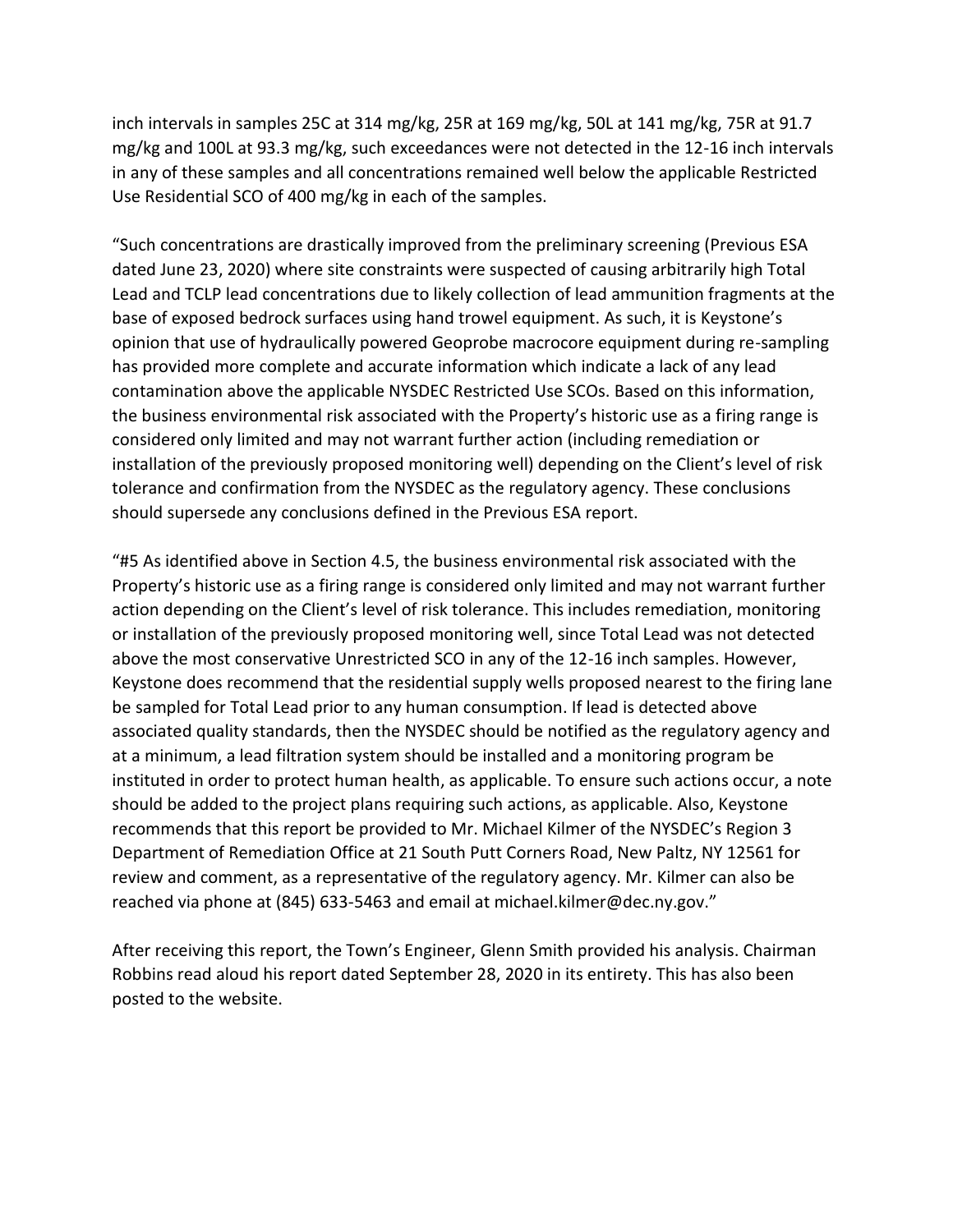inch intervals in samples 25C at 314 mg/kg, 25R at 169 mg/kg, 50L at 141 mg/kg, 75R at 91.7 mg/kg and 100L at 93.3 mg/kg, such exceedances were not detected in the 12-16 inch intervals in any of these samples and all concentrations remained well below the applicable Restricted Use Residential SCO of 400 mg/kg in each of the samples.

"Such concentrations are drastically improved from the preliminary screening (Previous ESA dated June 23, 2020) where site constraints were suspected of causing arbitrarily high Total Lead and TCLP lead concentrations due to likely collection of lead ammunition fragments at the base of exposed bedrock surfaces using hand trowel equipment. As such, it is Keystone's opinion that use of hydraulically powered Geoprobe macrocore equipment during re-sampling has provided more complete and accurate information which indicate a lack of any lead contamination above the applicable NYSDEC Restricted Use SCOs. Based on this information, the business environmental risk associated with the Property's historic use as a firing range is considered only limited and may not warrant further action (including remediation or installation of the previously proposed monitoring well) depending on the Client's level of risk tolerance and confirmation from the NYSDEC as the regulatory agency. These conclusions should supersede any conclusions defined in the Previous ESA report.

"#5 As identified above in Section 4.5, the business environmental risk associated with the Property's historic use as a firing range is considered only limited and may not warrant further action depending on the Client's level of risk tolerance. This includes remediation, monitoring or installation of the previously proposed monitoring well, since Total Lead was not detected above the most conservative Unrestricted SCO in any of the 12-16 inch samples. However, Keystone does recommend that the residential supply wells proposed nearest to the firing lane be sampled for Total Lead prior to any human consumption. If lead is detected above associated quality standards, then the NYSDEC should be notified as the regulatory agency and at a minimum, a lead filtration system should be installed and a monitoring program be instituted in order to protect human health, as applicable. To ensure such actions occur, a note should be added to the project plans requiring such actions, as applicable. Also, Keystone recommends that this report be provided to Mr. Michael Kilmer of the NYSDEC's Region 3 Department of Remediation Office at 21 South Putt Corners Road, New Paltz, NY 12561 for review and comment, as a representative of the regulatory agency. Mr. Kilmer can also be reached via phone at (845) 633-5463 and email at michael.kilmer@dec.ny.gov."

After receiving this report, the Town's Engineer, Glenn Smith provided his analysis. Chairman Robbins read aloud his report dated September 28, 2020 in its entirety. This has also been posted to the website.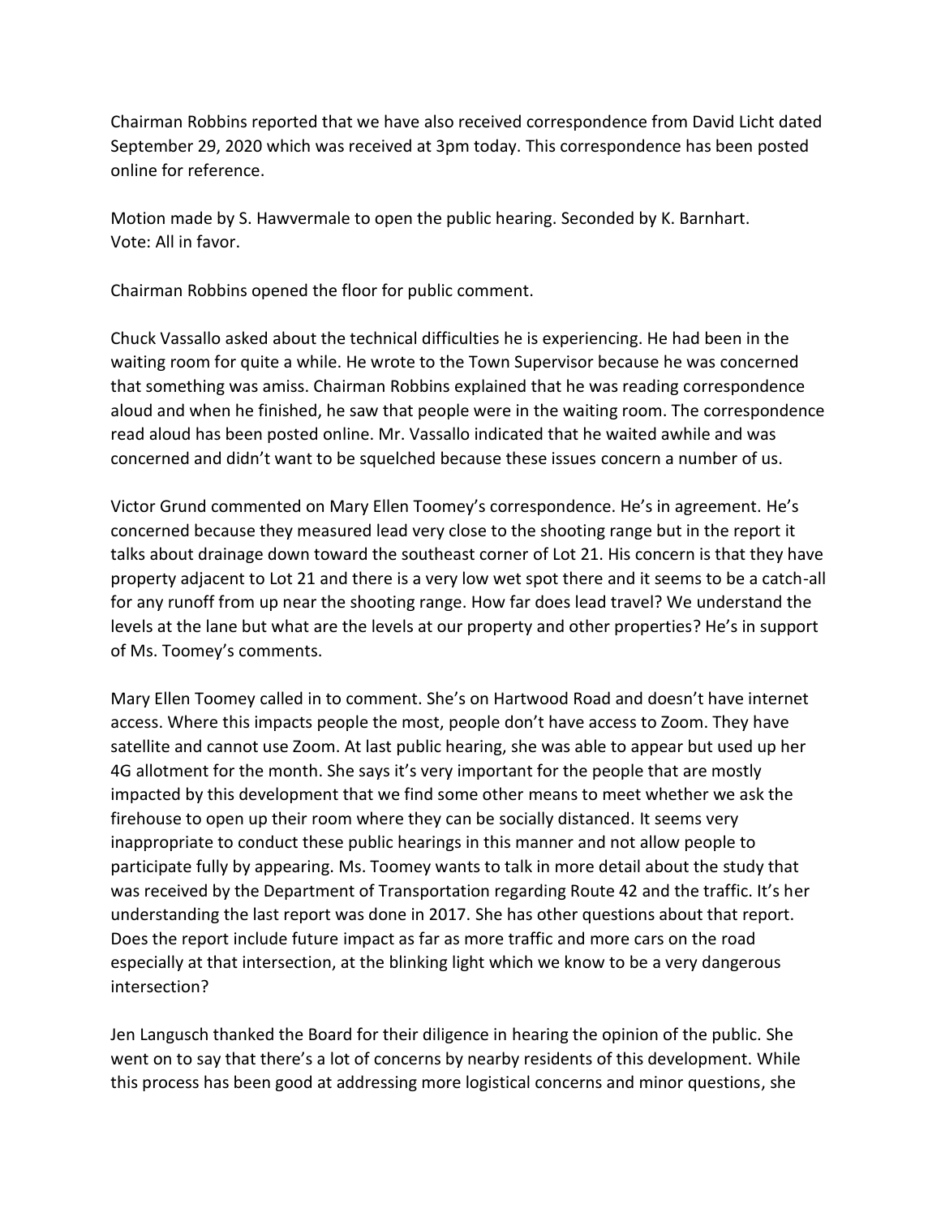Chairman Robbins reported that we have also received correspondence from David Licht dated September 29, 2020 which was received at 3pm today. This correspondence has been posted online for reference.

Motion made by S. Hawvermale to open the public hearing. Seconded by K. Barnhart.
Vote: All in favor.

Chairman Robbins opened the floor for public comment.

Chuck Vassallo asked about the technical difficulties he is experiencing. He had been in the waiting room for quite a while. He wrote to the Town Supervisor because he was concerned that something was amiss. Chairman Robbins explained that he was reading correspondence aloud and when he finished, he saw that people were in the waiting room. The correspondence read aloud has been posted online. Mr. Vassallo indicated that he waited awhile and was concerned and didn't want to be squelched because these issues concern a number of us.

Victor Grund commented on Mary Ellen Toomey's correspondence. He's in agreement. He's concerned because they measured lead very close to the shooting range but in the report it talks about drainage down toward the southeast corner of Lot 21. His concern is that they have property adjacent to Lot 21 and there is a very low wet spot there and it seems to be a catch-all for any runoff from up near the shooting range. How far does lead travel? We understand the levels at the lane but what are the levels at our property and other properties? He's in support of Ms. Toomey's comments.

Mary Ellen Toomey called in to comment. She's on Hartwood Road and doesn't have internet access. Where this impacts people the most, people don't have access to Zoom. They have satellite and cannot use Zoom. At last public hearing, she was able to appear but used up her 4G allotment for the month. She says it's very important for the people that are mostly impacted by this development that we find some other means to meet whether we ask the firehouse to open up their room where they can be socially distanced. It seems very inappropriate to conduct these public hearings in this manner and not allow people to participate fully by appearing. Ms. Toomey wants to talk in more detail about the study that was received by the Department of Transportation regarding Route 42 and the traffic. It's her understanding the last report was done in 2017. She has other questions about that report. Does the report include future impact as far as more traffic and more cars on the road especially at that intersection, at the blinking light which we know to be a very dangerous intersection?

Jen Langusch thanked the Board for their diligence in hearing the opinion of the public. She went on to say that there's a lot of concerns by nearby residents of this development. While this process has been good at addressing more logistical concerns and minor questions, she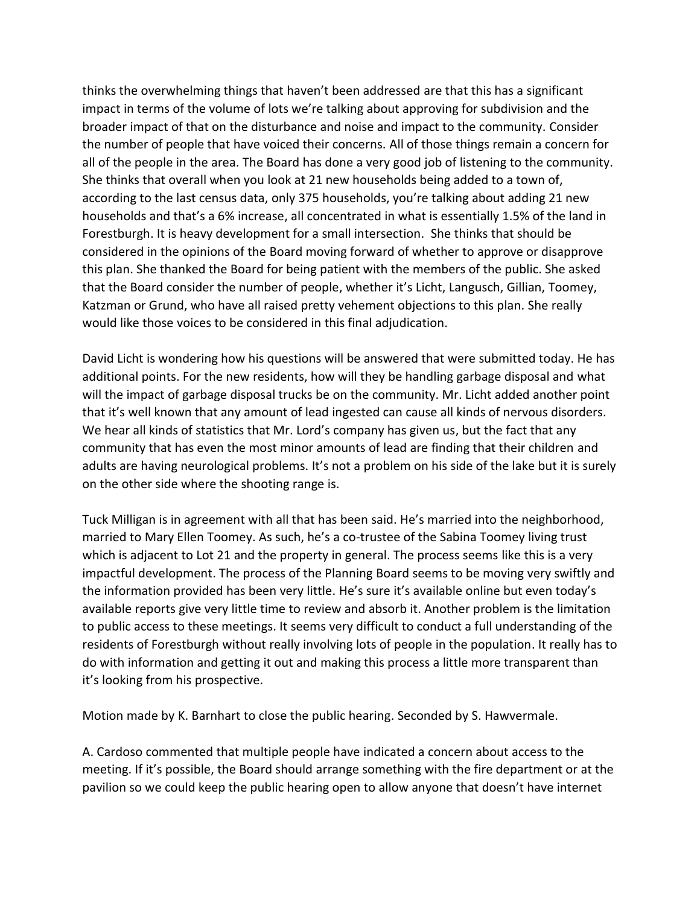thinks the overwhelming things that haven't been addressed are that this has a significant impact in terms of the volume of lots we're talking about approving for subdivision and the broader impact of that on the disturbance and noise and impact to the community. Consider the number of people that have voiced their concerns. All of those things remain a concern for all of the people in the area. The Board has done a very good job of listening to the community. She thinks that overall when you look at 21 new households being added to a town of, according to the last census data, only 375 households, you're talking about adding 21 new households and that's a 6% increase, all concentrated in what is essentially 1.5% of the land in Forestburgh. It is heavy development for a small intersection. She thinks that should be considered in the opinions of the Board moving forward of whether to approve or disapprove this plan. She thanked the Board for being patient with the members of the public. She asked that the Board consider the number of people, whether it's Licht, Langusch, Gillian, Toomey, Katzman or Grund, who have all raised pretty vehement objections to this plan. She really would like those voices to be considered in this final adjudication.

David Licht is wondering how his questions will be answered that were submitted today. He has additional points. For the new residents, how will they be handling garbage disposal and what will the impact of garbage disposal trucks be on the community. Mr. Licht added another point that it's well known that any amount of lead ingested can cause all kinds of nervous disorders. We hear all kinds of statistics that Mr. Lord's company has given us, but the fact that any community that has even the most minor amounts of lead are finding that their children and adults are having neurological problems. It's not a problem on his side of the lake but it is surely on the other side where the shooting range is.

Tuck Milligan is in agreement with all that has been said. He's married into the neighborhood, married to Mary Ellen Toomey. As such, he's a co-trustee of the Sabina Toomey living trust which is adjacent to Lot 21 and the property in general. The process seems like this is a very impactful development. The process of the Planning Board seems to be moving very swiftly and the information provided has been very little. He's sure it's available online but even today's available reports give very little time to review and absorb it. Another problem is the limitation to public access to these meetings. It seems very difficult to conduct a full understanding of the residents of Forestburgh without really involving lots of people in the population. It really has to do with information and getting it out and making this process a little more transparent than it's looking from his prospective.

Motion made by K. Barnhart to close the public hearing. Seconded by S. Hawvermale.

A. Cardoso commented that multiple people have indicated a concern about access to the meeting. If it's possible, the Board should arrange something with the fire department or at the pavilion so we could keep the public hearing open to allow anyone that doesn't have internet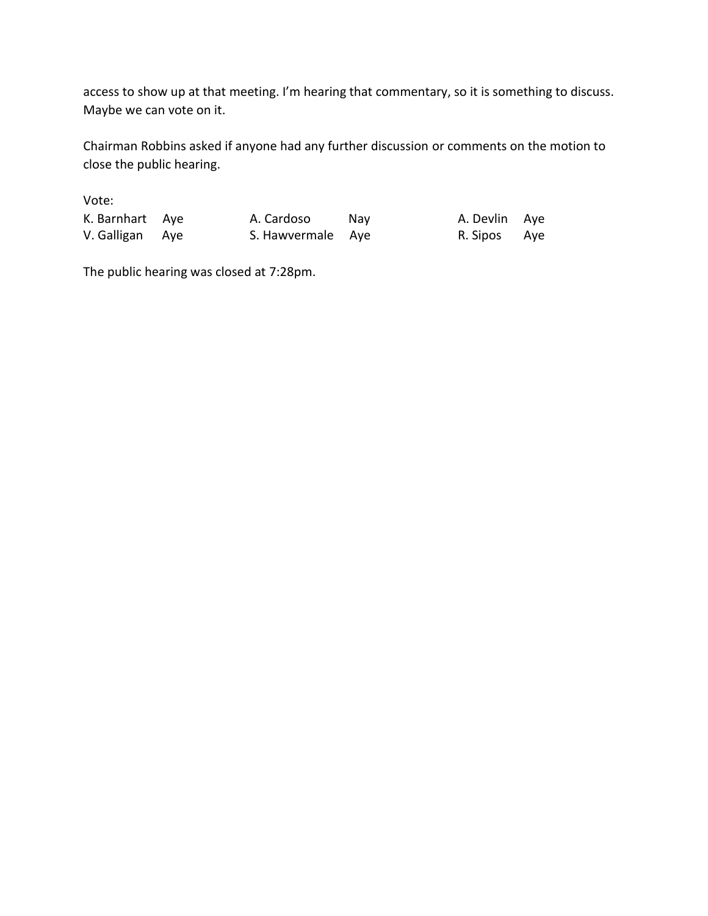access to show up at that meeting. I'm hearing that commentary, so it is something to discuss. Maybe we can vote on it.

Chairman Robbins asked if anyone had any further discussion or comments on the motion to close the public hearing.

Vote:

| | | | | | |
|---|---|---|---|---|---|
| K. Barnhart | Aye | A. Cardoso | Nay | A. Devlin | Aye |
| V. Galligan | Aye | S. Hawvermale | Aye | R. Sipos | Aye |

The public hearing was closed at 7:28pm.